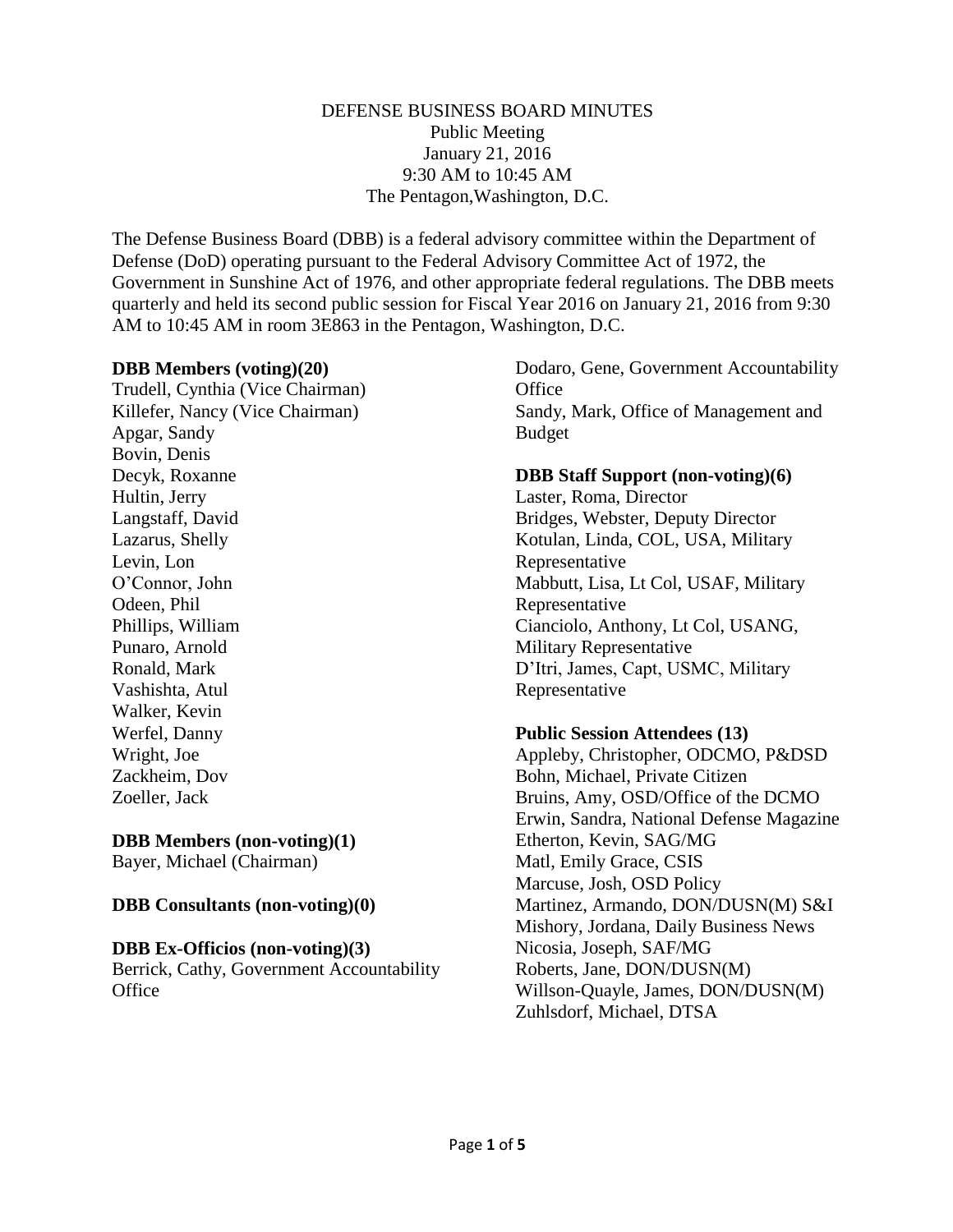DEFENSE BUSINESS BOARD MINUTES
Public Meeting
January 21, 2016
9:30 AM to 10:45 AM
The Pentagon,Washington, D.C.

The Defense Business Board (DBB) is a federal advisory committee within the Department of Defense (DoD) operating pursuant to the Federal Advisory Committee Act of 1972, the Government in Sunshine Act of 1976, and other appropriate federal regulations. The DBB meets quarterly and held its second public session for Fiscal Year 2016 on January 21, 2016 from 9:30 AM to 10:45 AM in room 3E863 in the Pentagon, Washington, D.C.

**DBB Members (voting)(20)**
Trudell, Cynthia (Vice Chairman)
Killefer, Nancy (Vice Chairman)
Apgar, Sandy
Bovin, Denis
Decyk, Roxanne
Hultin, Jerry
Langstaff, David
Lazarus, Shelly
Levin, Lon
O'Connor, John
Odeen, Phil
Phillips, William
Punaro, Arnold
Ronald, Mark
Vashishta, Atul
Walker, Kevin
Werfel, Danny
Wright, Joe
Zackheim, Dov
Zoeller, Jack

**DBB Members (non-voting)(1)**
Bayer, Michael (Chairman)

**DBB Consultants (non-voting)(0)**

**DBB Ex-Officios (non-voting)(3)**
Berrick, Cathy, Government Accountability Office
Dodaro, Gene, Government Accountability Office
Sandy, Mark, Office of Management and Budget

**DBB Staff Support (non-voting)(6)**
Laster, Roma, Director
Bridges, Webster, Deputy Director
Kotulan, Linda, COL, USA, Military Representative
Mabbutt, Lisa, Lt Col, USAF, Military Representative
Cianciolo, Anthony, Lt Col, USANG, Military Representative
D'Itri, James, Capt, USMC, Military Representative

**Public Session Attendees (13)**
Appleby, Christopher, ODCMO, P&DSD
Bohn, Michael, Private Citizen
Bruins, Amy, OSD/Office of the DCMO
Erwin, Sandra, National Defense Magazine
Etherton, Kevin, SAG/MG
Matl, Emily Grace, CSIS
Marcuse, Josh, OSD Policy
Martinez, Armando, DON/DUSN(M) S&I
Mishory, Jordana, Daily Business News
Nicosia, Joseph, SAF/MG
Roberts, Jane, DON/DUSN(M)
Willson-Quayle, James, DON/DUSN(M)
Zuhlsdorf, Michael, DTSA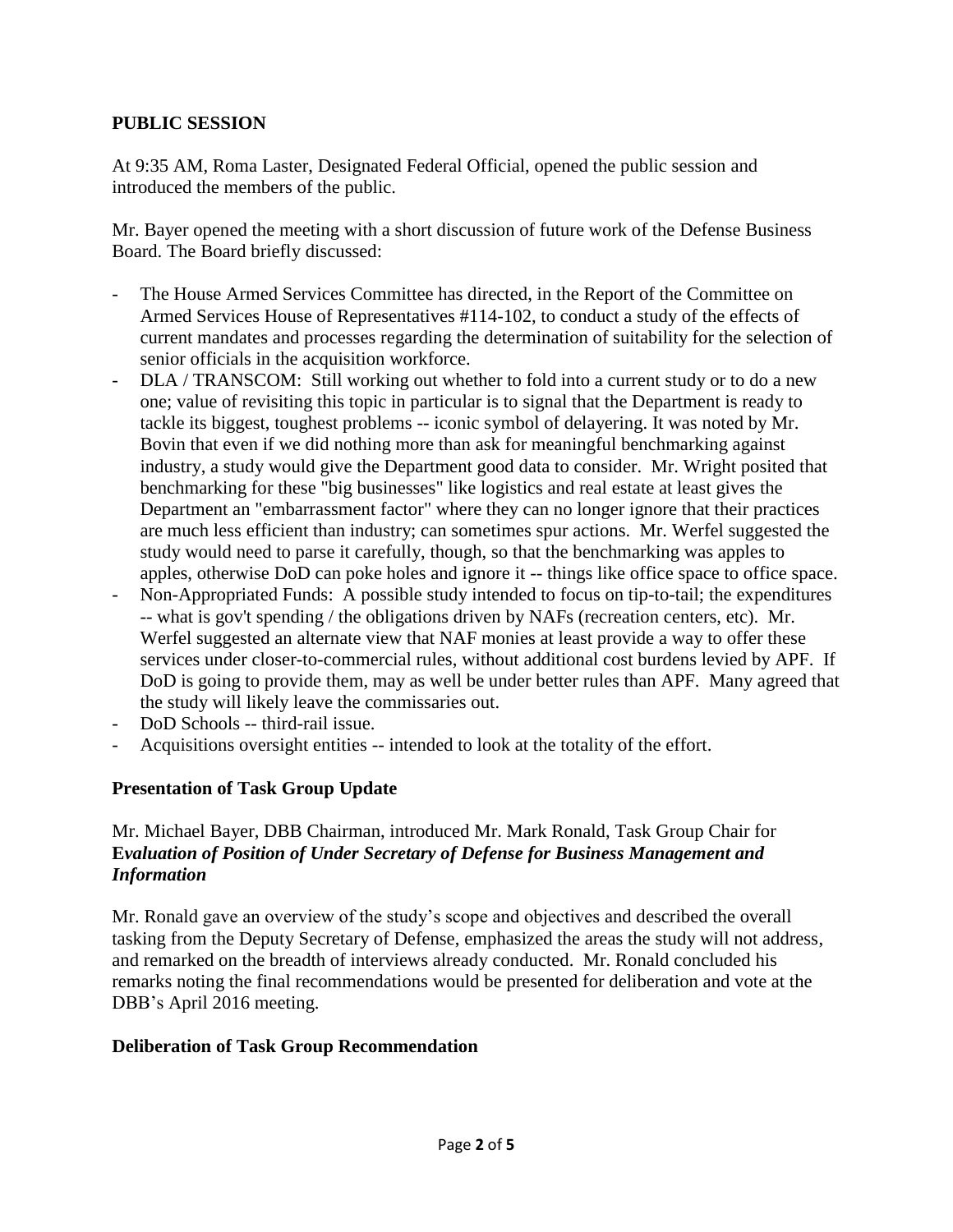## PUBLIC SESSION

At 9:35 AM, Roma Laster, Designated Federal Official, opened the public session and introduced the members of the public.

Mr. Bayer opened the meeting with a short discussion of future work of the Defense Business Board. The Board briefly discussed:

- The House Armed Services Committee has directed, in the Report of the Committee on Armed Services House of Representatives #114-102, to conduct a study of the effects of current mandates and processes regarding the determination of suitability for the selection of senior officials in the acquisition workforce.
- DLA / TRANSCOM: Still working out whether to fold into a current study or to do a new one; value of revisiting this topic in particular is to signal that the Department is ready to tackle its biggest, toughest problems -- iconic symbol of delayering. It was noted by Mr. Bovin that even if we did nothing more than ask for meaningful benchmarking against industry, a study would give the Department good data to consider. Mr. Wright posited that benchmarking for these "big businesses" like logistics and real estate at least gives the Department an "embarrassment factor" where they can no longer ignore that their practices are much less efficient than industry; can sometimes spur actions. Mr. Werfel suggested the study would need to parse it carefully, though, so that the benchmarking was apples to apples, otherwise DoD can poke holes and ignore it -- things like office space to office space.
- Non-Appropriated Funds: A possible study intended to focus on tip-to-tail; the expenditures -- what is gov't spending / the obligations driven by NAFs (recreation centers, etc). Mr. Werfel suggested an alternate view that NAF monies at least provide a way to offer these services under closer-to-commercial rules, without additional cost burdens levied by APF. If DoD is going to provide them, may as well be under better rules than APF. Many agreed that the study will likely leave the commissaries out.
- DoD Schools -- third-rail issue.
- Acquisitions oversight entities -- intended to look at the totality of the effort.

### Presentation of Task Group Update

Mr. Michael Bayer, DBB Chairman, introduced Mr. Mark Ronald, Task Group Chair for ***Evaluation of Position of Under Secretary of Defense for Business Management and Information***

Mr. Ronald gave an overview of the study's scope and objectives and described the overall tasking from the Deputy Secretary of Defense, emphasized the areas the study will not address, and remarked on the breadth of interviews already conducted. Mr. Ronald concluded his remarks noting the final recommendations would be presented for deliberation and vote at the DBB's April 2016 meeting.

### Deliberation of Task Group Recommendation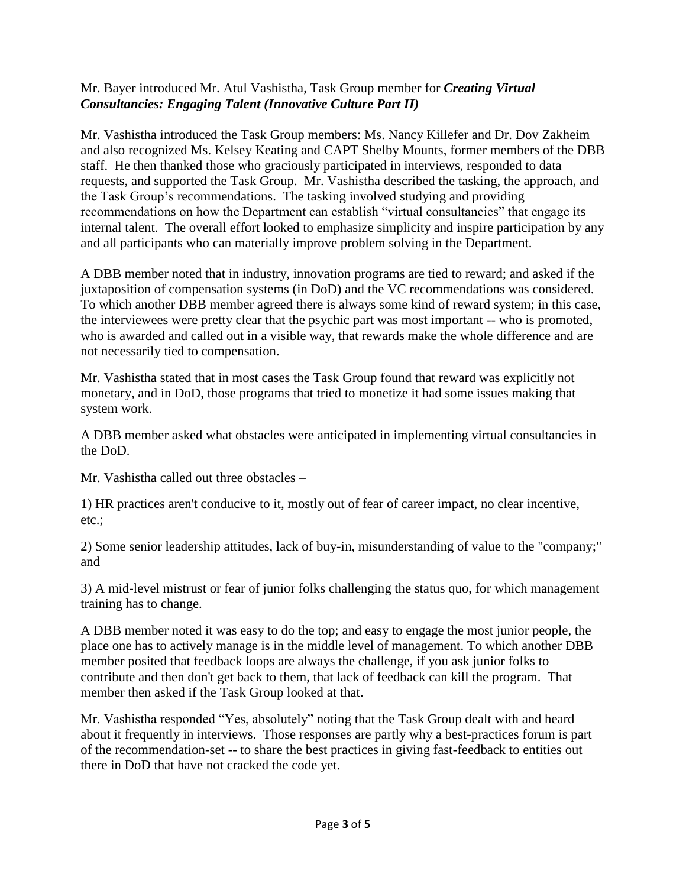Mr. Bayer introduced Mr. Atul Vashistha, Task Group member for ***Creating Virtual Consultancies: Engaging Talent (Innovative Culture Part II)***

Mr. Vashistha introduced the Task Group members: Ms. Nancy Killefer and Dr. Dov Zakheim and also recognized Ms. Kelsey Keating and CAPT Shelby Mounts, former members of the DBB staff. He then thanked those who graciously participated in interviews, responded to data requests, and supported the Task Group. Mr. Vashistha described the tasking, the approach, and the Task Group's recommendations. The tasking involved studying and providing recommendations on how the Department can establish "virtual consultancies" that engage its internal talent. The overall effort looked to emphasize simplicity and inspire participation by any and all participants who can materially improve problem solving in the Department.

A DBB member noted that in industry, innovation programs are tied to reward; and asked if the juxtaposition of compensation systems (in DoD) and the VC recommendations was considered. To which another DBB member agreed there is always some kind of reward system; in this case, the interviewees were pretty clear that the psychic part was most important -- who is promoted, who is awarded and called out in a visible way, that rewards make the whole difference and are not necessarily tied to compensation.

Mr. Vashistha stated that in most cases the Task Group found that reward was explicitly not monetary, and in DoD, those programs that tried to monetize it had some issues making that system work.

A DBB member asked what obstacles were anticipated in implementing virtual consultancies in the DoD.

Mr. Vashistha called out three obstacles –

1) HR practices aren't conducive to it, mostly out of fear of career impact, no clear incentive, etc.;

2) Some senior leadership attitudes, lack of buy-in, misunderstanding of value to the "company;" and

3) A mid-level mistrust or fear of junior folks challenging the status quo, for which management training has to change.

A DBB member noted it was easy to do the top; and easy to engage the most junior people, the place one has to actively manage is in the middle level of management. To which another DBB member posited that feedback loops are always the challenge, if you ask junior folks to contribute and then don't get back to them, that lack of feedback can kill the program. That member then asked if the Task Group looked at that.

Mr. Vashistha responded "Yes, absolutely" noting that the Task Group dealt with and heard about it frequently in interviews. Those responses are partly why a best-practices forum is part of the recommendation-set -- to share the best practices in giving fast-feedback to entities out there in DoD that have not cracked the code yet.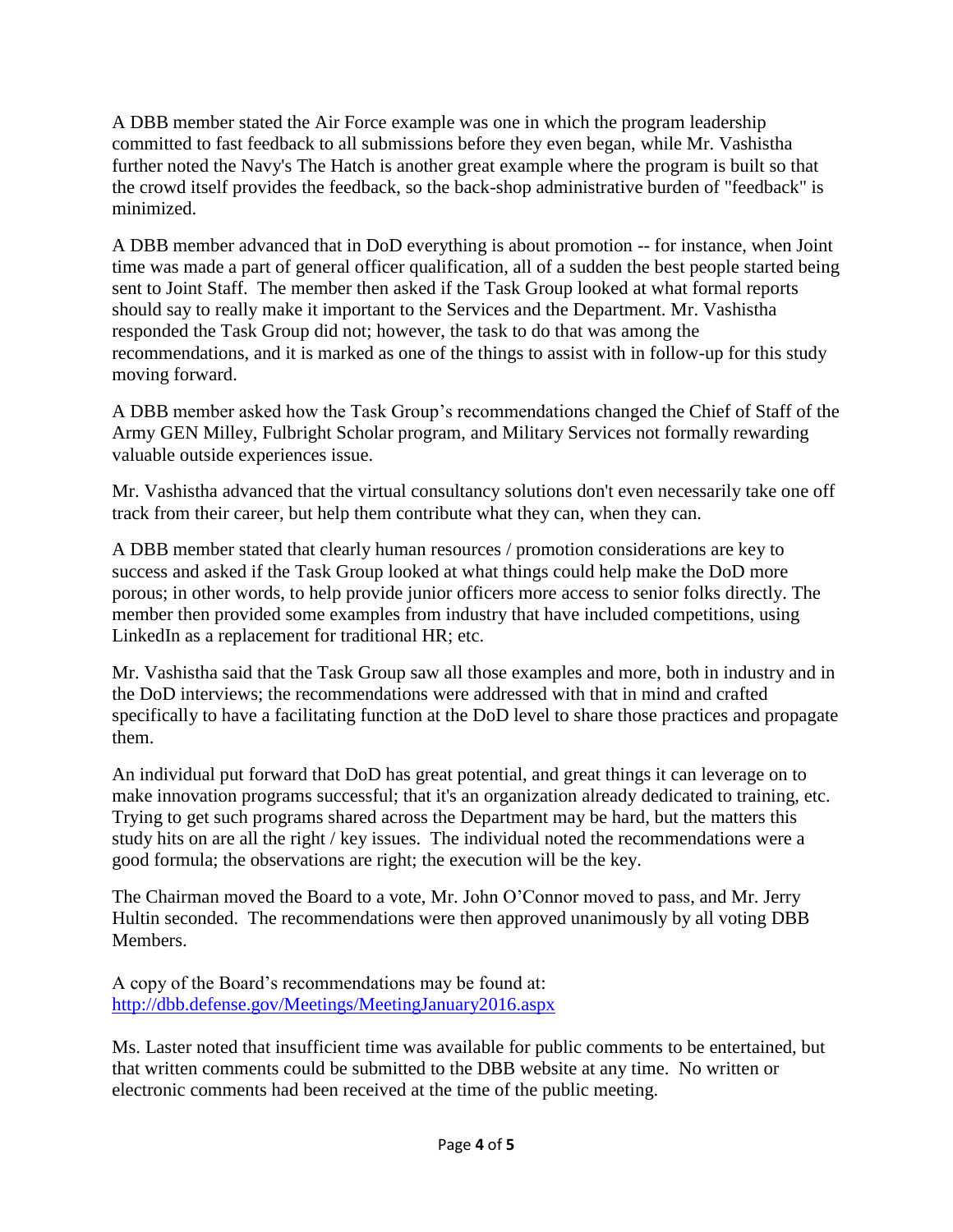A DBB member stated the Air Force example was one in which the program leadership committed to fast feedback to all submissions before they even began, while Mr. Vashistha further noted the Navy's The Hatch is another great example where the program is built so that the crowd itself provides the feedback, so the back-shop administrative burden of "feedback" is minimized.

A DBB member advanced that in DoD everything is about promotion -- for instance, when Joint time was made a part of general officer qualification, all of a sudden the best people started being sent to Joint Staff. The member then asked if the Task Group looked at what formal reports should say to really make it important to the Services and the Department. Mr. Vashistha responded the Task Group did not; however, the task to do that was among the recommendations, and it is marked as one of the things to assist with in follow-up for this study moving forward.

A DBB member asked how the Task Group's recommendations changed the Chief of Staff of the Army GEN Milley, Fulbright Scholar program, and Military Services not formally rewarding valuable outside experiences issue.

Mr. Vashistha advanced that the virtual consultancy solutions don't even necessarily take one off track from their career, but help them contribute what they can, when they can.

A DBB member stated that clearly human resources / promotion considerations are key to success and asked if the Task Group looked at what things could help make the DoD more porous; in other words, to help provide junior officers more access to senior folks directly. The member then provided some examples from industry that have included competitions, using LinkedIn as a replacement for traditional HR; etc.

Mr. Vashistha said that the Task Group saw all those examples and more, both in industry and in the DoD interviews; the recommendations were addressed with that in mind and crafted specifically to have a facilitating function at the DoD level to share those practices and propagate them.

An individual put forward that DoD has great potential, and great things it can leverage on to make innovation programs successful; that it's an organization already dedicated to training, etc. Trying to get such programs shared across the Department may be hard, but the matters this study hits on are all the right / key issues. The individual noted the recommendations were a good formula; the observations are right; the execution will be the key.

The Chairman moved the Board to a vote, Mr. John O'Connor moved to pass, and Mr. Jerry Hultin seconded. The recommendations were then approved unanimously by all voting DBB Members.

A copy of the Board's recommendations may be found at:
http://dbb.defense.gov/Meetings/MeetingJanuary2016.aspx

Ms. Laster noted that insufficient time was available for public comments to be entertained, but that written comments could be submitted to the DBB website at any time. No written or electronic comments had been received at the time of the public meeting.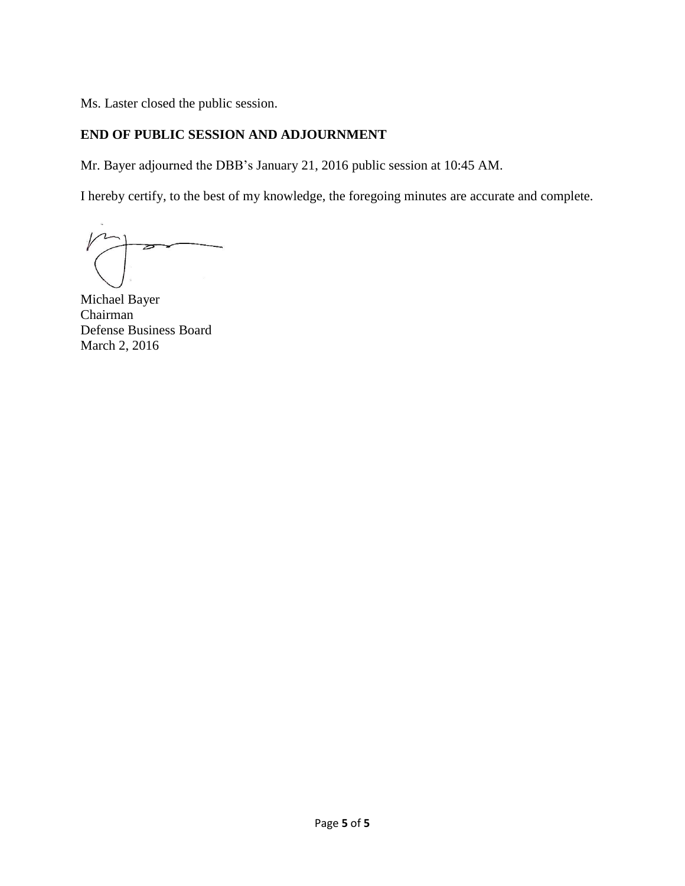Ms. Laster closed the public session.

**END OF PUBLIC SESSION AND ADJOURNMENT**

Mr. Bayer adjourned the DBB's January 21, 2016 public session at 10:45 AM.

I hereby certify, to the best of my knowledge, the foregoing minutes are accurate and complete.

Michael Bayer
Chairman
Defense Business Board
March 2, 2016